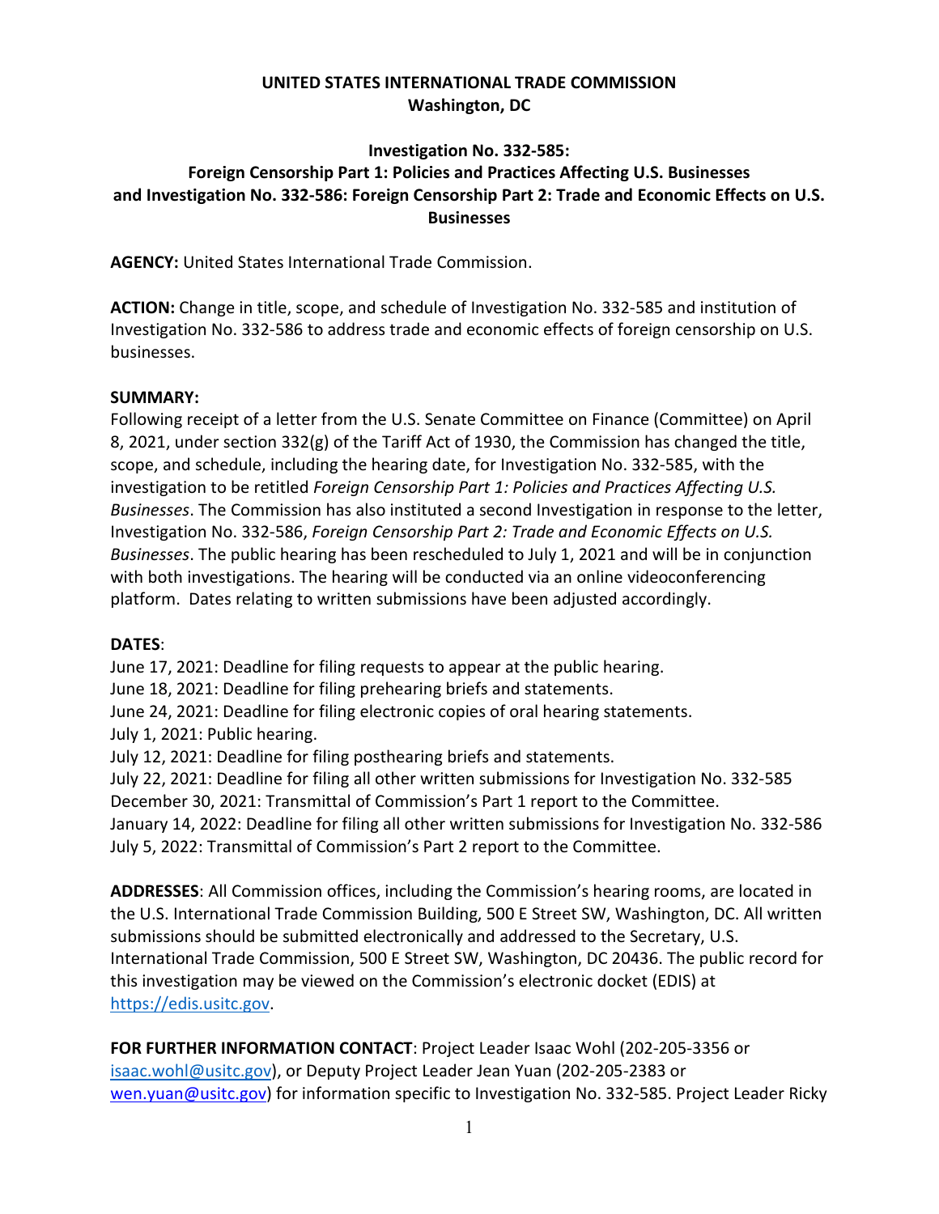**UNITED STATES INTERNATIONAL TRADE COMMISSION**
**Washington, DC**

**Investigation No. 332-585:**
**Foreign Censorship Part 1: Policies and Practices Affecting U.S. Businesses and Investigation No. 332-586: Foreign Censorship Part 2: Trade and Economic Effects on U.S. Businesses**

**AGENCY:** United States International Trade Commission.

**ACTION:** Change in title, scope, and schedule of Investigation No. 332-585 and institution of Investigation No. 332-586 to address trade and economic effects of foreign censorship on U.S. businesses.

**SUMMARY:**
Following receipt of a letter from the U.S. Senate Committee on Finance (Committee) on April 8, 2021, under section 332(g) of the Tariff Act of 1930, the Commission has changed the title, scope, and schedule, including the hearing date, for Investigation No. 332-585, with the investigation to be retitled *Foreign Censorship Part 1: Policies and Practices Affecting U.S. Businesses*. The Commission has also instituted a second Investigation in response to the letter, Investigation No. 332-586, *Foreign Censorship Part 2: Trade and Economic Effects on U.S. Businesses*. The public hearing has been rescheduled to July 1, 2021 and will be in conjunction with both investigations. The hearing will be conducted via an online videoconferencing platform. Dates relating to written submissions have been adjusted accordingly.

**DATES**:
June 17, 2021: Deadline for filing requests to appear at the public hearing.
June 18, 2021: Deadline for filing prehearing briefs and statements.
June 24, 2021: Deadline for filing electronic copies of oral hearing statements.
July 1, 2021: Public hearing.
July 12, 2021: Deadline for filing posthearing briefs and statements.
July 22, 2021: Deadline for filing all other written submissions for Investigation No. 332-585
December 30, 2021: Transmittal of Commission's Part 1 report to the Committee.
January 14, 2022: Deadline for filing all other written submissions for Investigation No. 332-586
July 5, 2022: Transmittal of Commission's Part 2 report to the Committee.

**ADDRESSES**: All Commission offices, including the Commission's hearing rooms, are located in the U.S. International Trade Commission Building, 500 E Street SW, Washington, DC. All written submissions should be submitted electronically and addressed to the Secretary, U.S. International Trade Commission, 500 E Street SW, Washington, DC 20436. The public record for this investigation may be viewed on the Commission's electronic docket (EDIS) at https://edis.usitc.gov.

**FOR FURTHER INFORMATION CONTACT**: Project Leader Isaac Wohl (202-205-3356 or isaac.wohl@usitc.gov), or Deputy Project Leader Jean Yuan (202-205-2383 or wen.yuan@usitc.gov) for information specific to Investigation No. 332-585. Project Leader Ricky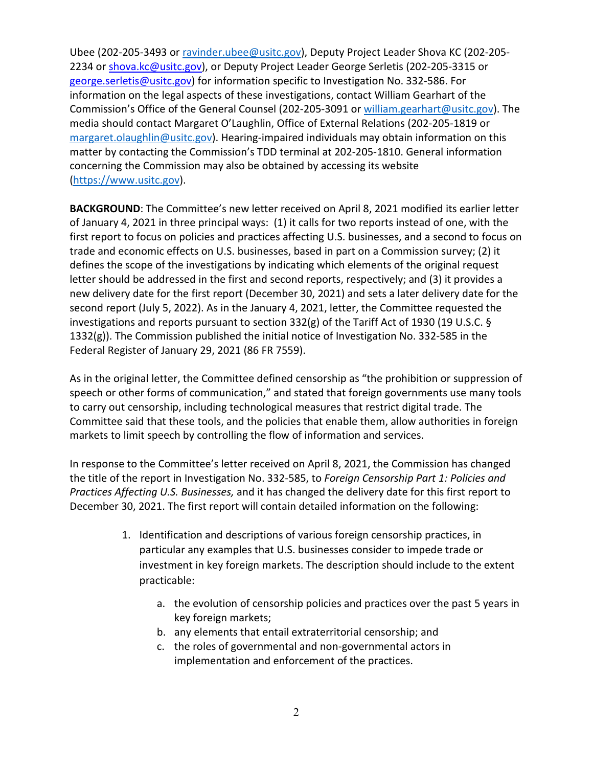Ubee (202-205-3493 or [ravinder.ubee@usitc.gov](mailto:ravinder.ubee@usitc.gov)), Deputy Project Leader Shova KC (202-205-2234 or [shova.kc@usitc.gov](mailto:shova.kc@usitc.gov)), or Deputy Project Leader George Serletis (202-205-3315 or [george.serletis@usitc.gov](mailto:george.serletis@usitc.gov)) for information specific to Investigation No. 332-586. For information on the legal aspects of these investigations, contact William Gearhart of the Commission's Office of the General Counsel (202-205-3091 or [william.gearhart@usitc.gov](mailto:william.gearhart@usitc.gov)). The media should contact Margaret O'Laughlin, Office of External Relations (202-205-1819 or [margaret.olaughlin@usitc.gov](mailto:margaret.olaughlin@usitc.gov)). Hearing-impaired individuals may obtain information on this matter by contacting the Commission's TDD terminal at 202-205-1810. General information concerning the Commission may also be obtained by accessing its website ([https://www.usitc.gov](https://www.usitc.gov)).

**BACKGROUND**: The Committee's new letter received on April 8, 2021 modified its earlier letter of January 4, 2021 in three principal ways: (1) it calls for two reports instead of one, with the first report to focus on policies and practices affecting U.S. businesses, and a second to focus on trade and economic effects on U.S. businesses, based in part on a Commission survey; (2) it defines the scope of the investigations by indicating which elements of the original request letter should be addressed in the first and second reports, respectively; and (3) it provides a new delivery date for the first report (December 30, 2021) and sets a later delivery date for the second report (July 5, 2022). As in the January 4, 2021, letter, the Committee requested the investigations and reports pursuant to section 332(g) of the Tariff Act of 1930 (19 U.S.C. § 1332(g)). The Commission published the initial notice of Investigation No. 332-585 in the Federal Register of January 29, 2021 (86 FR 7559).

As in the original letter, the Committee defined censorship as "the prohibition or suppression of speech or other forms of communication," and stated that foreign governments use many tools to carry out censorship, including technological measures that restrict digital trade. The Committee said that these tools, and the policies that enable them, allow authorities in foreign markets to limit speech by controlling the flow of information and services.

In response to the Committee's letter received on April 8, 2021, the Commission has changed the title of the report in Investigation No. 332-585, to *Foreign Censorship Part 1: Policies and Practices Affecting U.S. Businesses,* and it has changed the delivery date for this first report to December 30, 2021. The first report will contain detailed information on the following:

1. Identification and descriptions of various foreign censorship practices, in particular any examples that U.S. businesses consider to impede trade or investment in key foreign markets. The description should include to the extent practicable:
    a. the evolution of censorship policies and practices over the past 5 years in key foreign markets;
    b. any elements that entail extraterritorial censorship; and
    c. the roles of governmental and non-governmental actors in implementation and enforcement of the practices.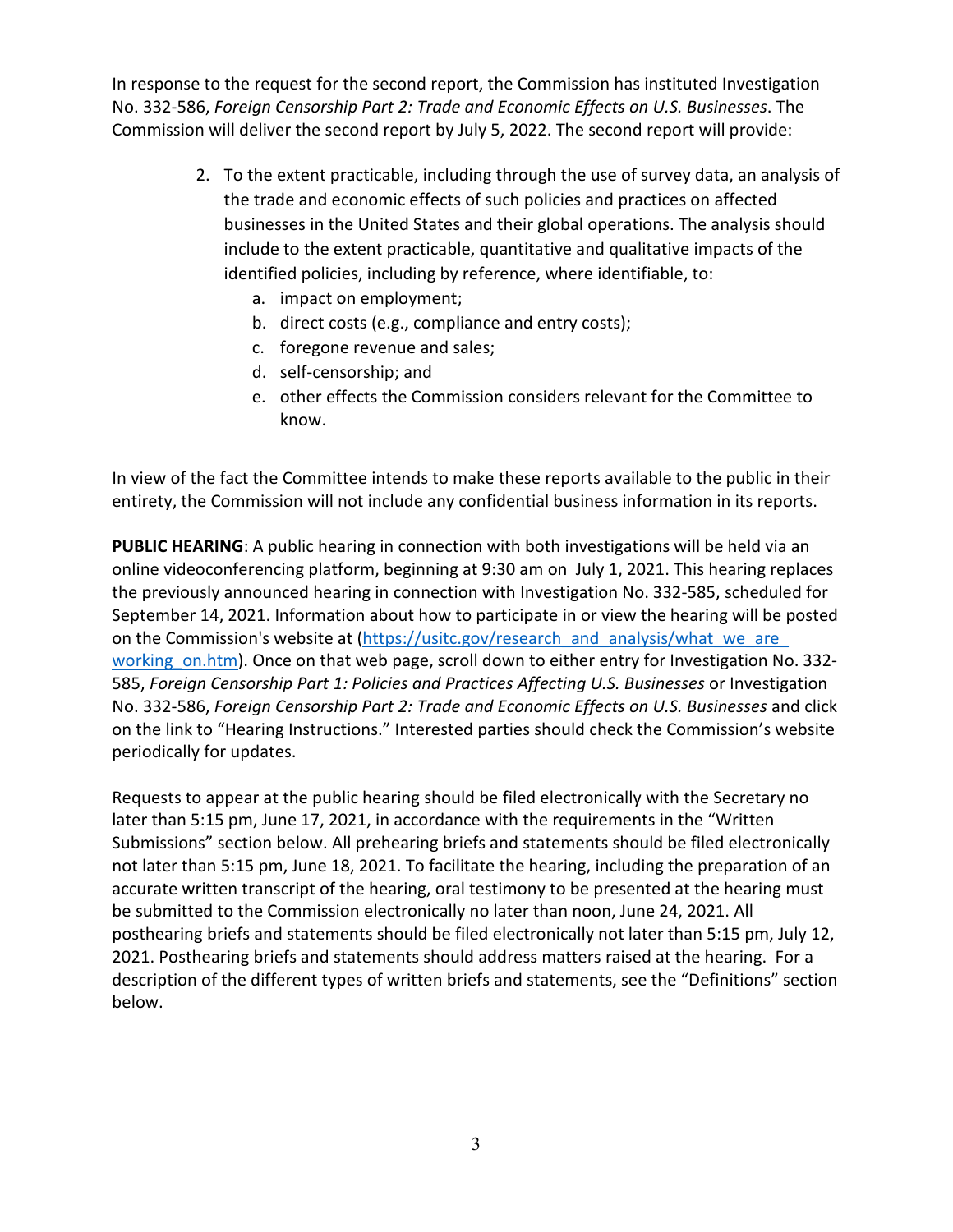In response to the request for the second report, the Commission has instituted Investigation No. 332-586, *Foreign Censorship Part 2: Trade and Economic Effects on U.S. Businesses*. The Commission will deliver the second report by July 5, 2022. The second report will provide:

2. To the extent practicable, including through the use of survey data, an analysis of the trade and economic effects of such policies and practices on affected businesses in the United States and their global operations. The analysis should include to the extent practicable, quantitative and qualitative impacts of the identified policies, including by reference, where identifiable, to:
    a. impact on employment;
    b. direct costs (e.g., compliance and entry costs);
    c. foregone revenue and sales;
    d. self-censorship; and
    e. other effects the Commission considers relevant for the Committee to know.

In view of the fact the Committee intends to make these reports available to the public in their entirety, the Commission will not include any confidential business information in its reports.

**PUBLIC HEARING**: A public hearing in connection with both investigations will be held via an online videoconferencing platform, beginning at 9:30 am on July 1, 2021. This hearing replaces the previously announced hearing in connection with Investigation No. 332-585, scheduled for September 14, 2021. Information about how to participate in or view the hearing will be posted on the Commission's website at ([https://usitc.gov/research_and_analysis/what_we_are_working_on.htm](https://usitc.gov/research_and_analysis/what_we_are_working_on.htm)). Once on that web page, scroll down to either entry for Investigation No. 332-585, *Foreign Censorship Part 1: Policies and Practices Affecting U.S. Businesses* or Investigation No. 332-586, *Foreign Censorship Part 2: Trade and Economic Effects on U.S. Businesses* and click on the link to "Hearing Instructions." Interested parties should check the Commission's website periodically for updates.

Requests to appear at the public hearing should be filed electronically with the Secretary no later than 5:15 pm, June 17, 2021, in accordance with the requirements in the "Written Submissions" section below. All prehearing briefs and statements should be filed electronically not later than 5:15 pm, June 18, 2021. To facilitate the hearing, including the preparation of an accurate written transcript of the hearing, oral testimony to be presented at the hearing must be submitted to the Commission electronically no later than noon, June 24, 2021. All posthearing briefs and statements should be filed electronically not later than 5:15 pm, July 12, 2021. Posthearing briefs and statements should address matters raised at the hearing. For a description of the different types of written briefs and statements, see the "Definitions" section below.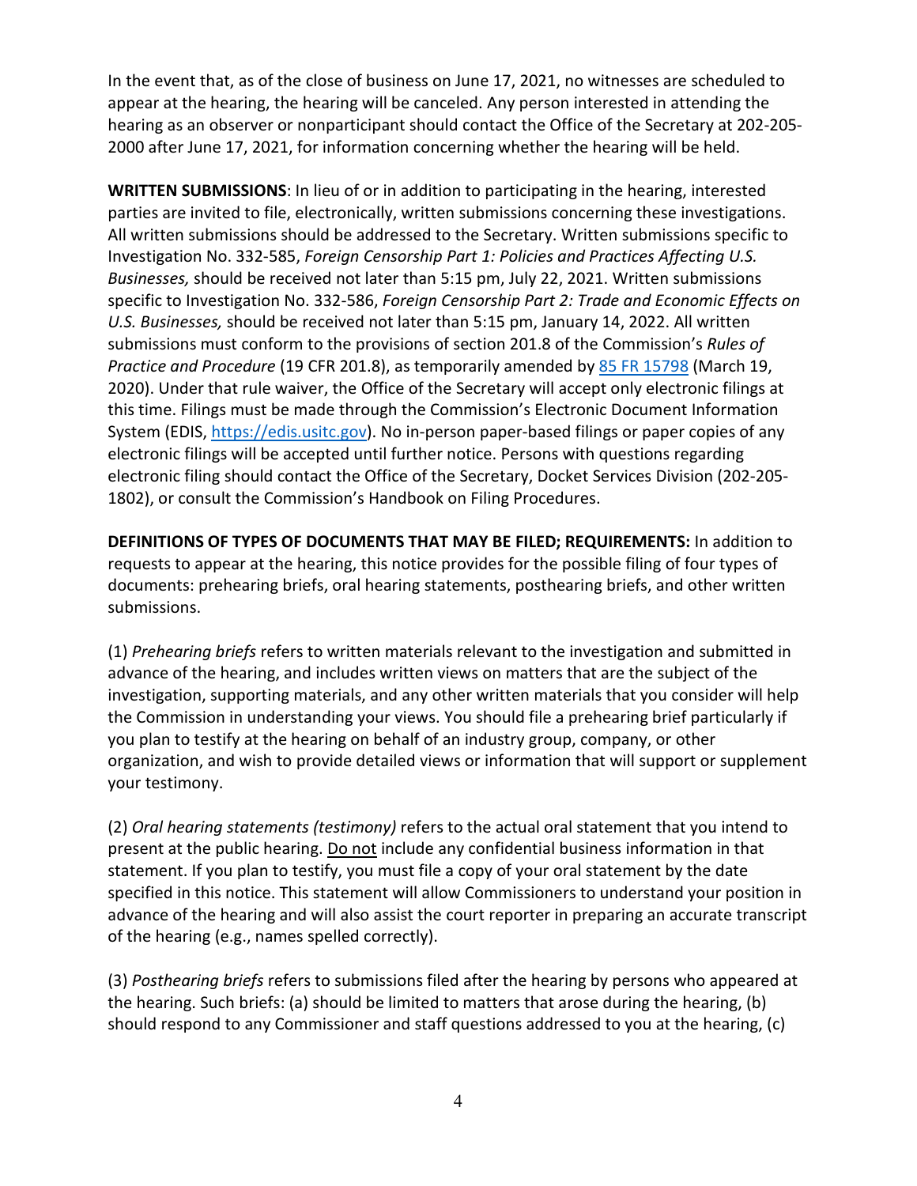In the event that, as of the close of business on June 17, 2021, no witnesses are scheduled to appear at the hearing, the hearing will be canceled. Any person interested in attending the hearing as an observer or nonparticipant should contact the Office of the Secretary at 202-205-2000 after June 17, 2021, for information concerning whether the hearing will be held.

**WRITTEN SUBMISSIONS**: In lieu of or in addition to participating in the hearing, interested parties are invited to file, electronically, written submissions concerning these investigations. All written submissions should be addressed to the Secretary. Written submissions specific to Investigation No. 332-585, *Foreign Censorship Part 1: Policies and Practices Affecting U.S. Businesses,* should be received not later than 5:15 pm, July 22, 2021. Written submissions specific to Investigation No. 332-586, *Foreign Censorship Part 2: Trade and Economic Effects on U.S. Businesses,* should be received not later than 5:15 pm, January 14, 2022. All written submissions must conform to the provisions of section 201.8 of the Commission's *Rules of Practice and Procedure* (19 CFR 201.8), as temporarily amended by 85 FR 15798 (March 19, 2020). Under that rule waiver, the Office of the Secretary will accept only electronic filings at this time. Filings must be made through the Commission's Electronic Document Information System (EDIS, https://edis.usitc.gov). No in-person paper-based filings or paper copies of any electronic filings will be accepted until further notice. Persons with questions regarding electronic filing should contact the Office of the Secretary, Docket Services Division (202-205-1802), or consult the Commission's Handbook on Filing Procedures.

**DEFINITIONS OF TYPES OF DOCUMENTS THAT MAY BE FILED; REQUIREMENTS:** In addition to requests to appear at the hearing, this notice provides for the possible filing of four types of documents: prehearing briefs, oral hearing statements, posthearing briefs, and other written submissions.

(1) *Prehearing briefs* refers to written materials relevant to the investigation and submitted in advance of the hearing, and includes written views on matters that are the subject of the investigation, supporting materials, and any other written materials that you consider will help the Commission in understanding your views. You should file a prehearing brief particularly if you plan to testify at the hearing on behalf of an industry group, company, or other organization, and wish to provide detailed views or information that will support or supplement your testimony.

(2) *Oral hearing statements (testimony)* refers to the actual oral statement that you intend to present at the public hearing. Do not include any confidential business information in that statement. If you plan to testify, you must file a copy of your oral statement by the date specified in this notice. This statement will allow Commissioners to understand your position in advance of the hearing and will also assist the court reporter in preparing an accurate transcript of the hearing (e.g., names spelled correctly).

(3) *Posthearing briefs* refers to submissions filed after the hearing by persons who appeared at the hearing. Such briefs: (a) should be limited to matters that arose during the hearing, (b) should respond to any Commissioner and staff questions addressed to you at the hearing, (c)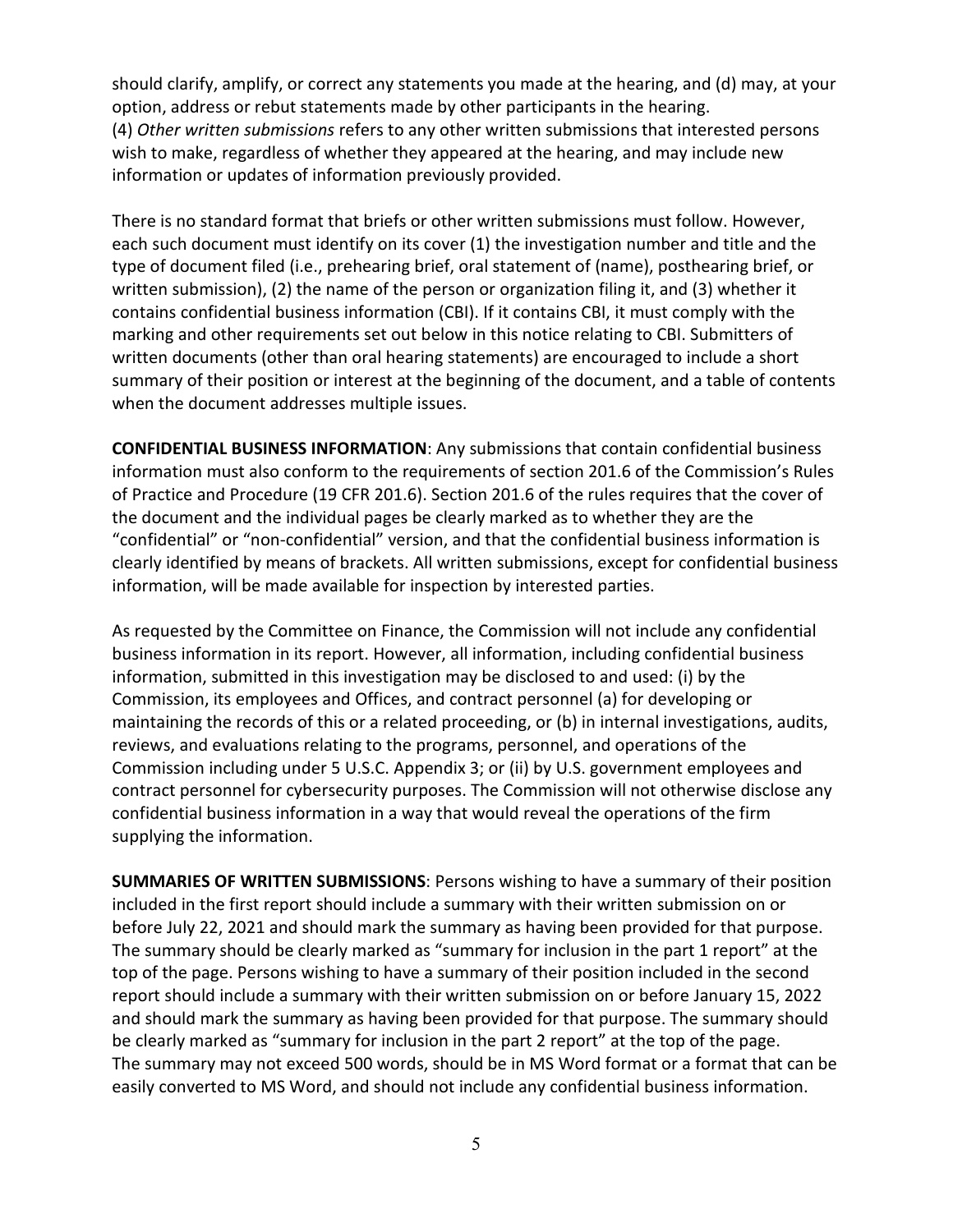should clarify, amplify, or correct any statements you made at the hearing, and (d) may, at your option, address or rebut statements made by other participants in the hearing.
(4) *Other written submissions* refers to any other written submissions that interested persons wish to make, regardless of whether they appeared at the hearing, and may include new information or updates of information previously provided.

There is no standard format that briefs or other written submissions must follow. However, each such document must identify on its cover (1) the investigation number and title and the type of document filed (i.e., prehearing brief, oral statement of (name), posthearing brief, or written submission), (2) the name of the person or organization filing it, and (3) whether it contains confidential business information (CBI). If it contains CBI, it must comply with the marking and other requirements set out below in this notice relating to CBI. Submitters of written documents (other than oral hearing statements) are encouraged to include a short summary of their position or interest at the beginning of the document, and a table of contents when the document addresses multiple issues.

**CONFIDENTIAL BUSINESS INFORMATION**: Any submissions that contain confidential business information must also conform to the requirements of section 201.6 of the Commission's Rules of Practice and Procedure (19 CFR 201.6). Section 201.6 of the rules requires that the cover of the document and the individual pages be clearly marked as to whether they are the "confidential" or "non-confidential" version, and that the confidential business information is clearly identified by means of brackets. All written submissions, except for confidential business information, will be made available for inspection by interested parties.

As requested by the Committee on Finance, the Commission will not include any confidential business information in its report. However, all information, including confidential business information, submitted in this investigation may be disclosed to and used: (i) by the Commission, its employees and Offices, and contract personnel (a) for developing or maintaining the records of this or a related proceeding, or (b) in internal investigations, audits, reviews, and evaluations relating to the programs, personnel, and operations of the Commission including under 5 U.S.C. Appendix 3; or (ii) by U.S. government employees and contract personnel for cybersecurity purposes. The Commission will not otherwise disclose any confidential business information in a way that would reveal the operations of the firm supplying the information.

**SUMMARIES OF WRITTEN SUBMISSIONS**: Persons wishing to have a summary of their position included in the first report should include a summary with their written submission on or before July 22, 2021 and should mark the summary as having been provided for that purpose. The summary should be clearly marked as "summary for inclusion in the part 1 report" at the top of the page. Persons wishing to have a summary of their position included in the second report should include a summary with their written submission on or before January 15, 2022 and should mark the summary as having been provided for that purpose. The summary should be clearly marked as "summary for inclusion in the part 2 report" at the top of the page. The summary may not exceed 500 words, should be in MS Word format or a format that can be easily converted to MS Word, and should not include any confidential business information.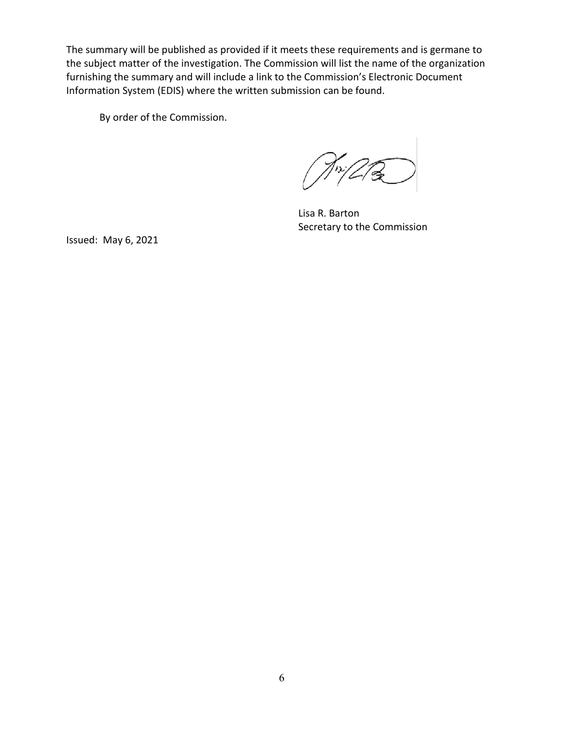The summary will be published as provided if it meets these requirements and is germane to the subject matter of the investigation. The Commission will list the name of the organization furnishing the summary and will include a link to the Commission's Electronic Document Information System (EDIS) where the written submission can be found.

By order of the Commission.

Lisa R. Barton
Secretary to the Commission

Issued: May 6, 2021